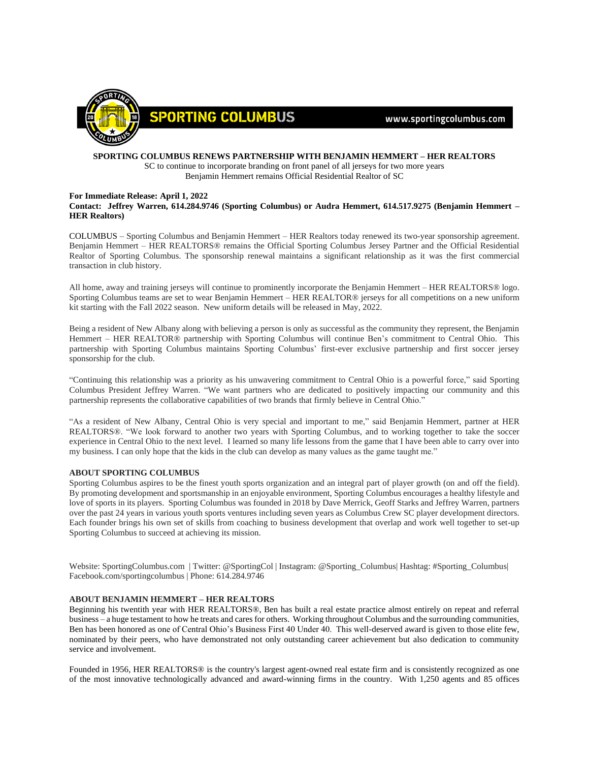SPORTING COLUMBUS www.sportingcolumbus.com

**SPORTING COLUMBUS RENEWS PARTNERSHIP WITH BENJAMIN HEMMERT – HER REALTORS**

SC to continue to incorporate branding on front panel of all jerseys for two more years
Benjamin Hemmert remains Official Residential Realtor of SC

**For Immediate Release: April 1, 2022**
**Contact: Jeffrey Warren, 614.284.9746 (Sporting Columbus) or Audra Hemmert, 614.517.9275 (Benjamin Hemmert – HER Realtors)**

COLUMBUS – Sporting Columbus and Benjamin Hemmert – HER Realtors today renewed its two-year sponsorship agreement. Benjamin Hemmert – HER REALTORS® remains the Official Sporting Columbus Jersey Partner and the Official Residential Realtor of Sporting Columbus. The sponsorship renewal maintains a significant relationship as it was the first commercial transaction in club history.

All home, away and training jerseys will continue to prominently incorporate the Benjamin Hemmert – HER REALTORS® logo. Sporting Columbus teams are set to wear Benjamin Hemmert – HER REALTOR® jerseys for all competitions on a new uniform kit starting with the Fall 2022 season. New uniform details will be released in May, 2022.

Being a resident of New Albany along with believing a person is only as successful as the community they represent, the Benjamin Hemmert – HER REALTOR® partnership with Sporting Columbus will continue Ben's commitment to Central Ohio. This partnership with Sporting Columbus maintains Sporting Columbus' first-ever exclusive partnership and first soccer jersey sponsorship for the club.

"Continuing this relationship was a priority as his unwavering commitment to Central Ohio is a powerful force," said Sporting Columbus President Jeffrey Warren. "We want partners who are dedicated to positively impacting our community and this partnership represents the collaborative capabilities of two brands that firmly believe in Central Ohio."

"As a resident of New Albany, Central Ohio is very special and important to me," said Benjamin Hemmert, partner at HER REALTORS®. "We look forward to another two years with Sporting Columbus, and to working together to take the soccer experience in Central Ohio to the next level. I learned so many life lessons from the game that I have been able to carry over into my business. I can only hope that the kids in the club can develop as many values as the game taught me."

**ABOUT SPORTING COLUMBUS**

Sporting Columbus aspires to be the finest youth sports organization and an integral part of player growth (on and off the field). By promoting development and sportsmanship in an enjoyable environment, Sporting Columbus encourages a healthy lifestyle and love of sports in its players. Sporting Columbus was founded in 2018 by Dave Merrick, Geoff Starks and Jeffrey Warren, partners over the past 24 years in various youth sports ventures including seven years as Columbus Crew SC player development directors. Each founder brings his own set of skills from coaching to business development that overlap and work well together to set-up Sporting Columbus to succeed at achieving its mission.

Website: SportingColumbus.com | Twitter: @SportingCol | Instagram: @Sporting_Columbus| Hashtag: #Sporting_Columbus| Facebook.com/sportingcolumbus | Phone: 614.284.9746

**ABOUT BENJAMIN HEMMERT – HER REALTORS**

Beginning his twentith year with HER REALTORS®, Ben has built a real estate practice almost entirely on repeat and referral business – a huge testament to how he treats and cares for others. Working throughout Columbus and the surrounding communities, Ben has been honored as one of Central Ohio's Business First 40 Under 40. This well-deserved award is given to those elite few, nominated by their peers, who have demonstrated not only outstanding career achievement but also dedication to community service and involvement.

Founded in 1956, HER REALTORS® is the country's largest agent-owned real estate firm and is consistently recognized as one of the most innovative technologically advanced and award-winning firms in the country. With 1,250 agents and 85 offices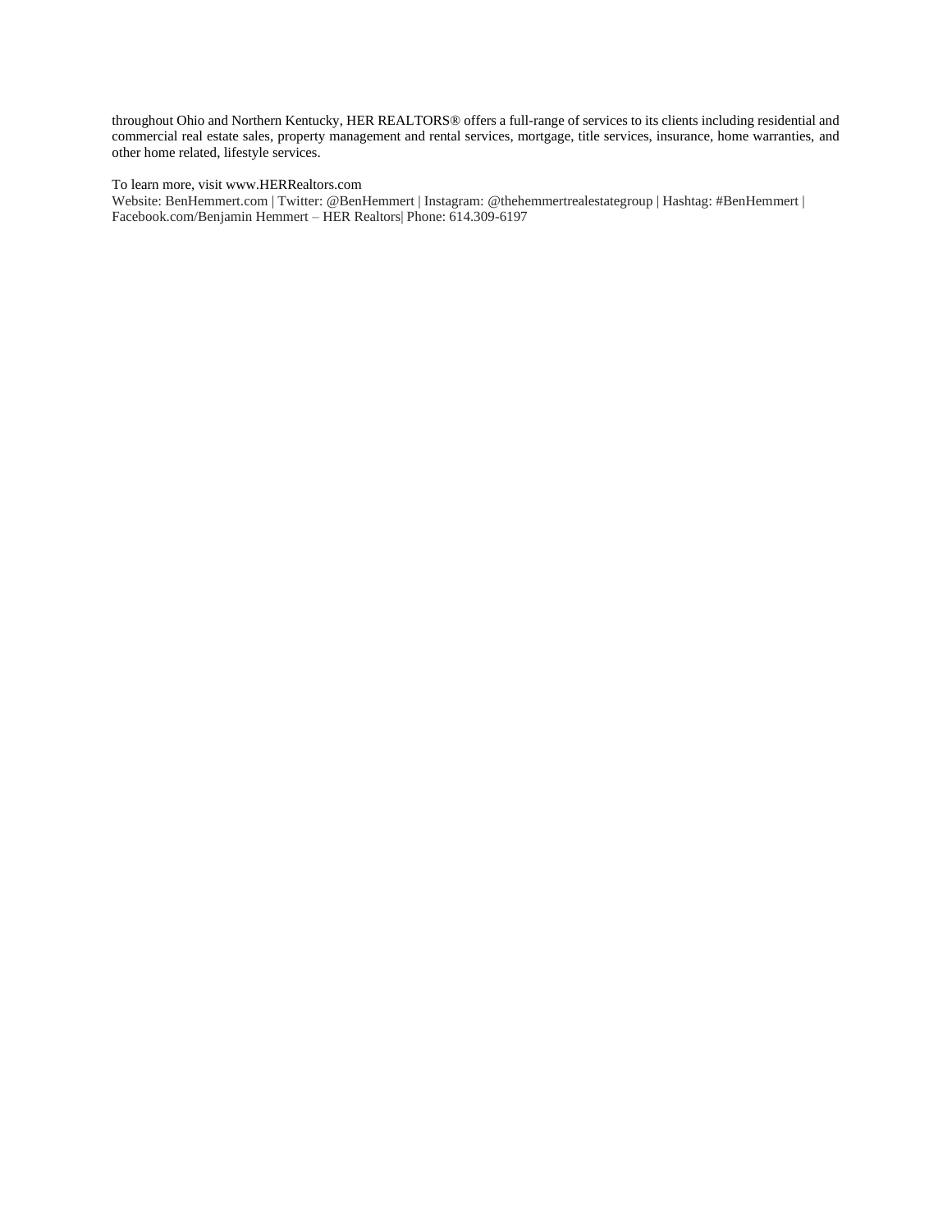throughout Ohio and Northern Kentucky, HER REALTORS® offers a full-range of services to its clients including residential and commercial real estate sales, property management and rental services, mortgage, title services, insurance, home warranties, and other home related, lifestyle services.

To learn more, visit www.HERRealtors.com
Website: BenHemmert.com | Twitter: @BenHemmert | Instagram: @thehemmertrealestategroup | Hashtag: #BenHemmert | Facebook.com/Benjamin Hemmert – HER Realtors| Phone: 614.309-6197